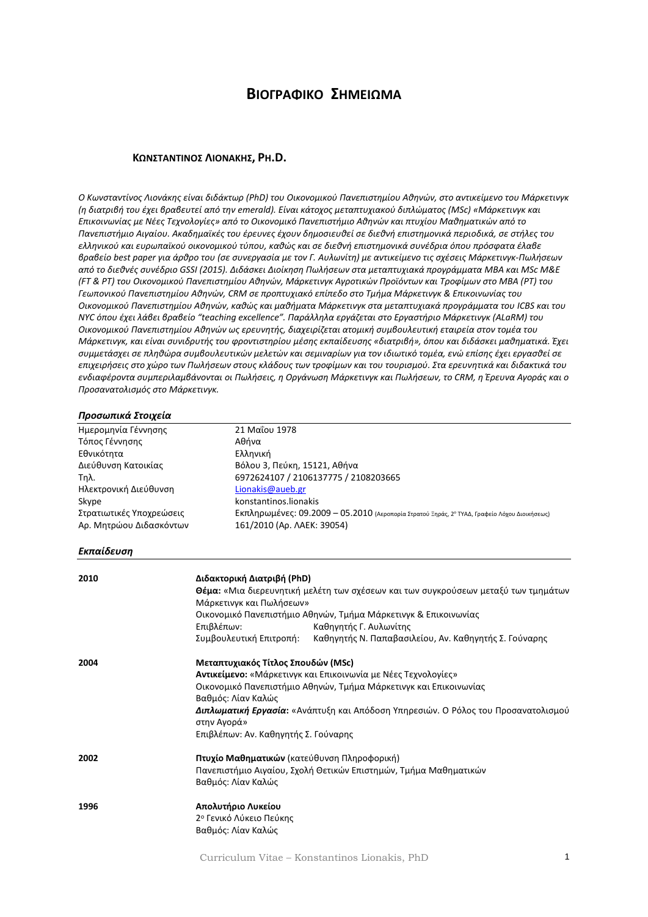# Βιογραφικο Σημειωμα

### Κωνσταντινος Λιονακης, Ph.D.

*Ο Κωνσταντίνος Λιονάκης είναι διδάκτωρ (PhD) του Οικονομικού Πανεπιστημίου Αθηνών, στο αντικείμενο του Μάρκετινγκ (η διατριβή του έχει βραβευτεί από την emerald). Είναι κάτοχος μεταπτυχιακού διπλώματος (MSc) «Μάρκετινγκ και Επικοινωνίας με Νέες Τεχνολογίες» από το Οικονομικό Πανεπιστήμιο Αθηνών και πτυχίου Μαθηματικών από το Πανεπιστήμιο Αιγαίου. Ακαδημαϊκές του έρευνες έχουν δημοσιευθεί σε διεθνή επιστημονικά περιοδικά, σε στήλες του ελληνικού και ευρωπαϊκού οικονομικού τύπου, καθώς και σε διεθνή επιστημονικά συνέδρια όπου πρόσφατα έλαβε βραβείο best paper για άρθρο του (σε συνεργασία με τον Γ. Αυλωνίτη) με αντικείμενο τις σχέσεις Μάρκετινγκ-Πωλήσεων από το διεθνές συνέδριο GSSI (2015). Διδάσκει Διοίκηση Πωλήσεων στα μεταπτυχιακά προγράμματα MBA και MSc M&E (FT & PT) του Οικονομικού Πανεπιστημίου Αθηνών, Μάρκετινγκ Αγροτικών Προϊόντων και Τροφίμων στο MBA (PT) του Γεωπονικού Πανεπιστημίου Αθηνών, CRM σε προπτυχιακό επίπεδο στο Τμήμα Μάρκετινγκ & Επικοινωνίας του Οικονομικού Πανεπιστημίου Αθηνών, καθώς και μαθήματα Μάρκετινγκ στα μεταπτυχιακά προγράμματα του ICBS και του NYC όπου έχει λάβει βραβείο "teaching excellence". Παράλληλα εργάζεται στο Εργαστήριο Μάρκετινγκ (ALaRM) του Οικονομικού Πανεπιστημίου Αθηνών ως ερευνητής, διαχειρίζεται ατομική συμβουλευτική εταιρεία στον τομέα του Μάρκετινγκ, και είναι συνιδρυτής του φροντιστηρίου μέσης εκπαίδευσης «διατριβή», όπου και διδάσκει μαθηματικά. Έχει συμμετάσχει σε πληθώρα συμβουλευτικών μελετών και σεμιναρίων για τον ιδιωτικό τομέα, ενώ επίσης έχει εργασθεί σε επιχειρήσεις στο χώρο των Πωλήσεων στους κλάδους των τροφίμων και του τουρισμού. Στα ερευνητικά και διδακτικά του ενδιαφέροντα συμπεριλαμβάνονται οι Πωλήσεις, η Οργάνωση Μάρκετινγκ και Πωλήσεων, το CRM, η Έρευνα Αγοράς και ο Προσανατολισμός στο Μάρκετινγκ.*

## *Προσωπικά Στοιχεία*

| | |
|---|---|
| Ημερομηνία Γέννησης | 21 Μαΐου 1978 |
| Τόπος Γέννησης | Αθήνα |
| Εθνικότητα | Ελληνική |
| Διεύθυνση Κατοικίας | Βόλου 3, Πεύκη, 15121, Αθήνα |
| Τηλ. | 6972624107 / 2106137775 / 2108203665 |
| Ηλεκτρονική Διεύθυνση | Lionakis@aueb.gr |
| Skype | konstantinos.lionakis |
| Στρατιωτικές Υποχρεώσεις | Εκπληρωμένες: 09.2009 – 05.2010 (Αεροπορία Στρατού Ξηράς, 2ο ΤΥΑΔ, Γραφείο Λόχου Διοικήσεως) |
| Αρ. Μητρώου Διδασκόντων | 161/2010 (Αρ. ΛΑΕΚ: 39054) |

## *Εκπαίδευση*

**2010**

**Διδακτορική Διατριβή (PhD)**
**Θέμα:** «Μια διερευνητική μελέτη των σχέσεων και των συγκρούσεων μεταξύ των τμημάτων Μάρκετινγκ και Πωλήσεων»
Οικονομικό Πανεπιστήμιο Αθηνών, Τμήμα Μάρκετινγκ & Επικοινωνίας
Επιβλέπων: Καθηγητής Γ. Αυλωνίτης
Συμβουλευτική Επιτροπή: Καθηγητής Ν. Παπαβασιλείου, Αν. Καθηγητής Σ. Γούναρης

**2004**

**Μεταπτυχιακός Τίτλος Σπουδών (MSc)**
**Αντικείμενο:** «Μάρκετινγκ και Επικοινωνία με Νέες Τεχνολογίες»
Οικονομικό Πανεπιστήμιο Αθηνών, Τμήμα Μάρκετινγκ και Επικοινωνίας
Βαθμός: Λίαν Καλώς
***Διπλωματική Εργασία*:** «Ανάπτυξη και Απόδοση Υπηρεσιών. Ο Ρόλος του Προσανατολισμού στην Αγορά»
Επιβλέπων: Αν. Καθηγητής Σ. Γούναρης

**2002**

**Πτυχίο Μαθηματικών** (κατεύθυνση Πληροφορική)
Πανεπιστήμιο Αιγαίου, Σχολή Θετικών Επιστημών, Τμήμα Μαθηματικών
Βαθμός: Λίαν Καλώς

**1996**

**Απολυτήριο Λυκείου**
2ο Γενικό Λύκειο Πεύκης
Βαθμός: Λίαν Καλώς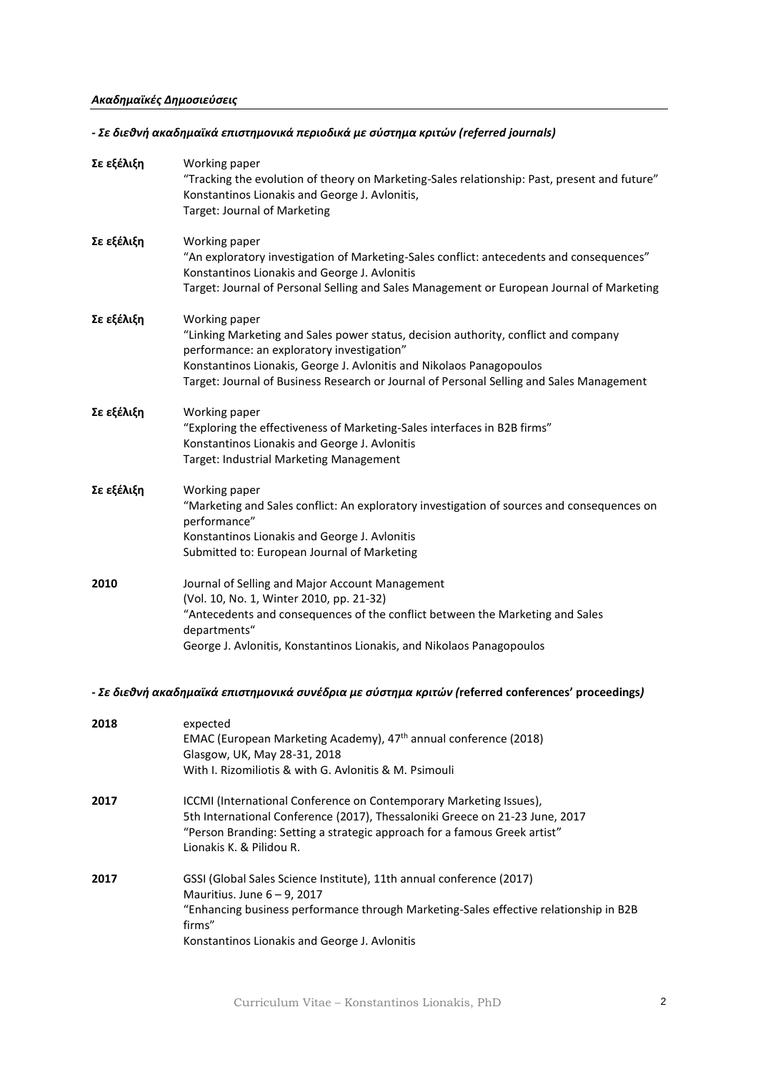### *Ακαδημαϊκές Δημοσιεύσεις*

***- Σε διεθνή ακαδημαϊκά επιστημονικά περιοδικά με σύστημα κριτών (referred journals)***

**Σε εξέλιξη**
Working paper
"Tracking the evolution of theory on Marketing-Sales relationship: Past, present and future"
Konstantinos Lionakis and George J. Avlonitis,
Target: Journal of Marketing

**Σε εξέλιξη**
Working paper
"An exploratory investigation of Marketing-Sales conflict: antecedents and consequences"
Konstantinos Lionakis and George J. Avlonitis
Target: Journal of Personal Selling and Sales Management or European Journal of Marketing

**Σε εξέλιξη**
Working paper
"Linking Marketing and Sales power status, decision authority, conflict and company performance: an exploratory investigation"
Konstantinos Lionakis, George J. Avlonitis and Nikolaos Panagopoulos
Target: Journal of Business Research or Journal of Personal Selling and Sales Management

**Σε εξέλιξη**
Working paper
"Exploring the effectiveness of Marketing-Sales interfaces in B2B firms"
Konstantinos Lionakis and George J. Avlonitis
Target: Industrial Marketing Management

**Σε εξέλιξη**
Working paper
"Marketing and Sales conflict: An exploratory investigation of sources and consequences on performance"
Konstantinos Lionakis and George J. Avlonitis
Submitted to: European Journal of Marketing

**2010**
Journal of Selling and Major Account Management
(Vol. 10, No. 1, Winter 2010, pp. 21-32)
"Antecedents and consequences of the conflict between the Marketing and Sales departments"
George J. Avlonitis, Konstantinos Lionakis, and Nikolaos Panagopoulos

***- Σε διεθνή ακαδημαϊκά επιστημονικά συνέδρια με σύστημα κριτών (*****referred conferences' proceedings*****)***

**2018**
expected
EMAC (European Marketing Academy), 47th annual conference (2018)
Glasgow, UK, May 28-31, 2018
With I. Rizomiliotis & with G. Avlonitis & M. Psimouli

**2017**
ICCMI (International Conference on Contemporary Marketing Issues),
5th International Conference (2017), Thessaloniki Greece on 21-23 June, 2017
"Person Branding: Setting a strategic approach for a famous Greek artist"
Lionakis K. & Pilidou R.

**2017**
GSSI (Global Sales Science Institute), 11th annual conference (2017)
Mauritius. June 6 – 9, 2017
"Enhancing business performance through Marketing-Sales effective relationship in B2B firms"
Konstantinos Lionakis and George J. Avlonitis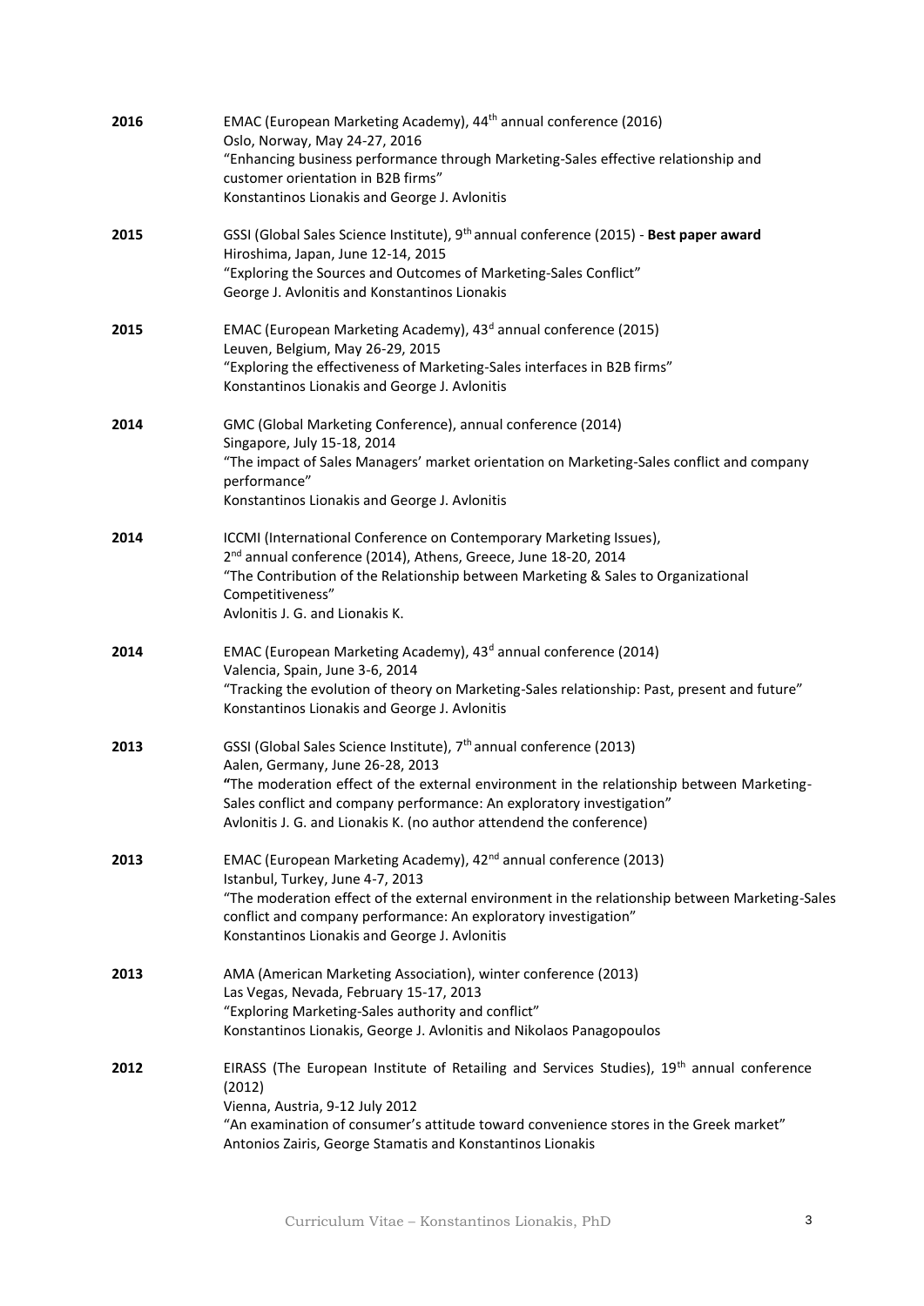**2016** EMAC (European Marketing Academy), 44th annual conference (2016)
Oslo, Norway, May 24-27, 2016
"Enhancing business performance through Marketing-Sales effective relationship and customer orientation in B2B firms"
Konstantinos Lionakis and George J. Avlonitis

**2015** GSSI (Global Sales Science Institute), 9th annual conference (2015) - **Best paper award**
Hiroshima, Japan, June 12-14, 2015
"Exploring the Sources and Outcomes of Marketing-Sales Conflict"
George J. Avlonitis and Konstantinos Lionakis

**2015** EMAC (European Marketing Academy), 43d annual conference (2015)
Leuven, Belgium, May 26-29, 2015
"Exploring the effectiveness of Marketing-Sales interfaces in B2B firms"
Konstantinos Lionakis and George J. Avlonitis

**2014** GMC (Global Marketing Conference), annual conference (2014)
Singapore, July 15-18, 2014
"The impact of Sales Managers' market orientation on Marketing-Sales conflict and company performance"
Konstantinos Lionakis and George J. Avlonitis

**2014** ICCMI (International Conference on Contemporary Marketing Issues),
2nd annual conference (2014), Athens, Greece, June 18-20, 2014
"The Contribution of the Relationship between Marketing & Sales to Organizational Competitiveness"
Avlonitis J. G. and Lionakis K.

**2014** EMAC (European Marketing Academy), 43d annual conference (2014)
Valencia, Spain, June 3-6, 2014
"Tracking the evolution of theory on Marketing-Sales relationship: Past, present and future"
Konstantinos Lionakis and George J. Avlonitis

**2013** GSSI (Global Sales Science Institute), 7th annual conference (2013)
Aalen, Germany, June 26-28, 2013
"The moderation effect of the external environment in the relationship between Marketing-Sales conflict and company performance: An exploratory investigation"
Avlonitis J. G. and Lionakis K. (no author attendend the conference)

**2013** EMAC (European Marketing Academy), 42nd annual conference (2013)
Istanbul, Turkey, June 4-7, 2013
"The moderation effect of the external environment in the relationship between Marketing-Sales conflict and company performance: An exploratory investigation"
Konstantinos Lionakis and George J. Avlonitis

**2013** AMA (American Marketing Association), winter conference (2013)
Las Vegas, Nevada, February 15-17, 2013
"Exploring Marketing-Sales authority and conflict"
Konstantinos Lionakis, George J. Avlonitis and Nikolaos Panagopoulos

**2012** EIRASS (The European Institute of Retailing and Services Studies), 19th annual conference (2012)
Vienna, Austria, 9-12 July 2012
"An examination of consumer's attitude toward convenience stores in the Greek market"
Antonios Zairis, George Stamatis and Konstantinos Lionakis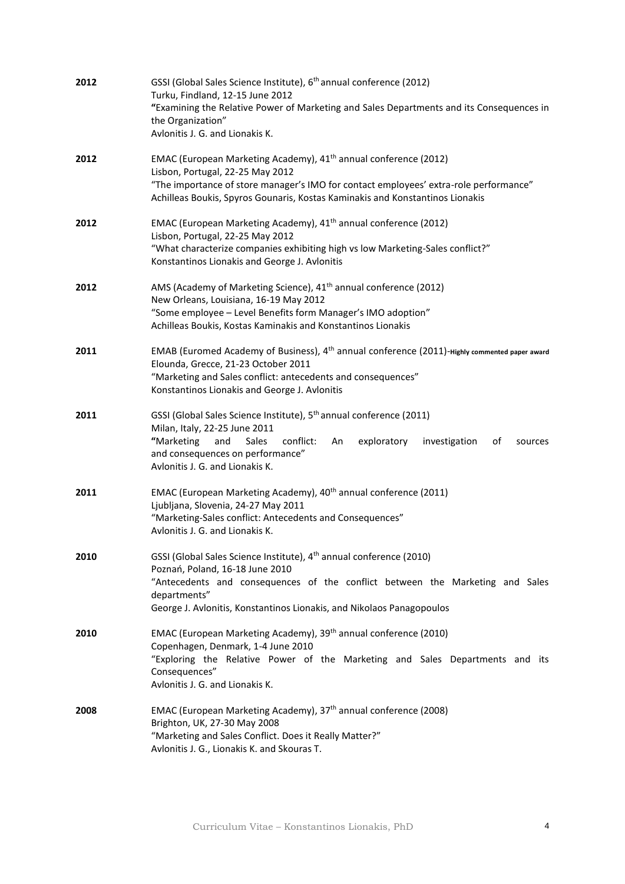**2012** GSSI (Global Sales Science Institute), 6th annual conference (2012)
Turku, Findland, 12-15 June 2012
**"**Examining the Relative Power of Marketing and Sales Departments and its Consequences in the Organization"
Avlonitis J. G. and Lionakis K.

**2012** EMAC (European Marketing Academy), 41th annual conference (2012)
Lisbon, Portugal, 22-25 May 2012
"The importance of store manager's IMO for contact employees' extra-role performance"
Achilleas Boukis, Spyros Gounaris, Kostas Kaminakis and Konstantinos Lionakis

**2012** EMAC (European Marketing Academy), 41th annual conference (2012)
Lisbon, Portugal, 22-25 May 2012
"What characterize companies exhibiting high vs low Marketing-Sales conflict?"
Konstantinos Lionakis and George J. Avlonitis

**2012** AMS (Academy of Marketing Science), 41th annual conference (2012)
New Orleans, Louisiana, 16-19 May 2012
"Some employee – Level Benefits form Manager's IMO adoption"
Achilleas Boukis, Kostas Kaminakis and Konstantinos Lionakis

**2011** EMAB (Euromed Academy of Business), 4th annual conference (2011)-**Highly commented paper award**
Elounda, Grecce, 21-23 October 2011
"Marketing and Sales conflict: antecedents and consequences"
Konstantinos Lionakis and George J. Avlonitis

**2011** GSSI (Global Sales Science Institute), 5th annual conference (2011)
Milan, Italy, 22-25 June 2011
**"**Marketing and Sales conflict: An exploratory investigation of sources and consequences on performance"
Avlonitis J. G. and Lionakis K.

**2011** EMAC (European Marketing Academy), 40th annual conference (2011)
Ljubljana, Slovenia, 24-27 May 2011
"Marketing-Sales conflict: Antecedents and Consequences"
Avlonitis J. G. and Lionakis K.

**2010** GSSI (Global Sales Science Institute), 4th annual conference (2010)
Poznań, Poland, 16-18 June 2010
"Antecedents and consequences of the conflict between the Marketing and Sales departments"
George J. Avlonitis, Konstantinos Lionakis, and Nikolaos Panagopoulos

**2010** EMAC (European Marketing Academy), 39th annual conference (2010)
Copenhagen, Denmark, 1-4 June 2010
"Exploring the Relative Power of the Marketing and Sales Departments and its Consequences"
Avlonitis J. G. and Lionakis K.

**2008** EMAC (European Marketing Academy), 37th annual conference (2008)
Brighton, UK, 27-30 May 2008
"Marketing and Sales Conflict. Does it Really Matter?"
Avlonitis J. G., Lionakis K. and Skouras T.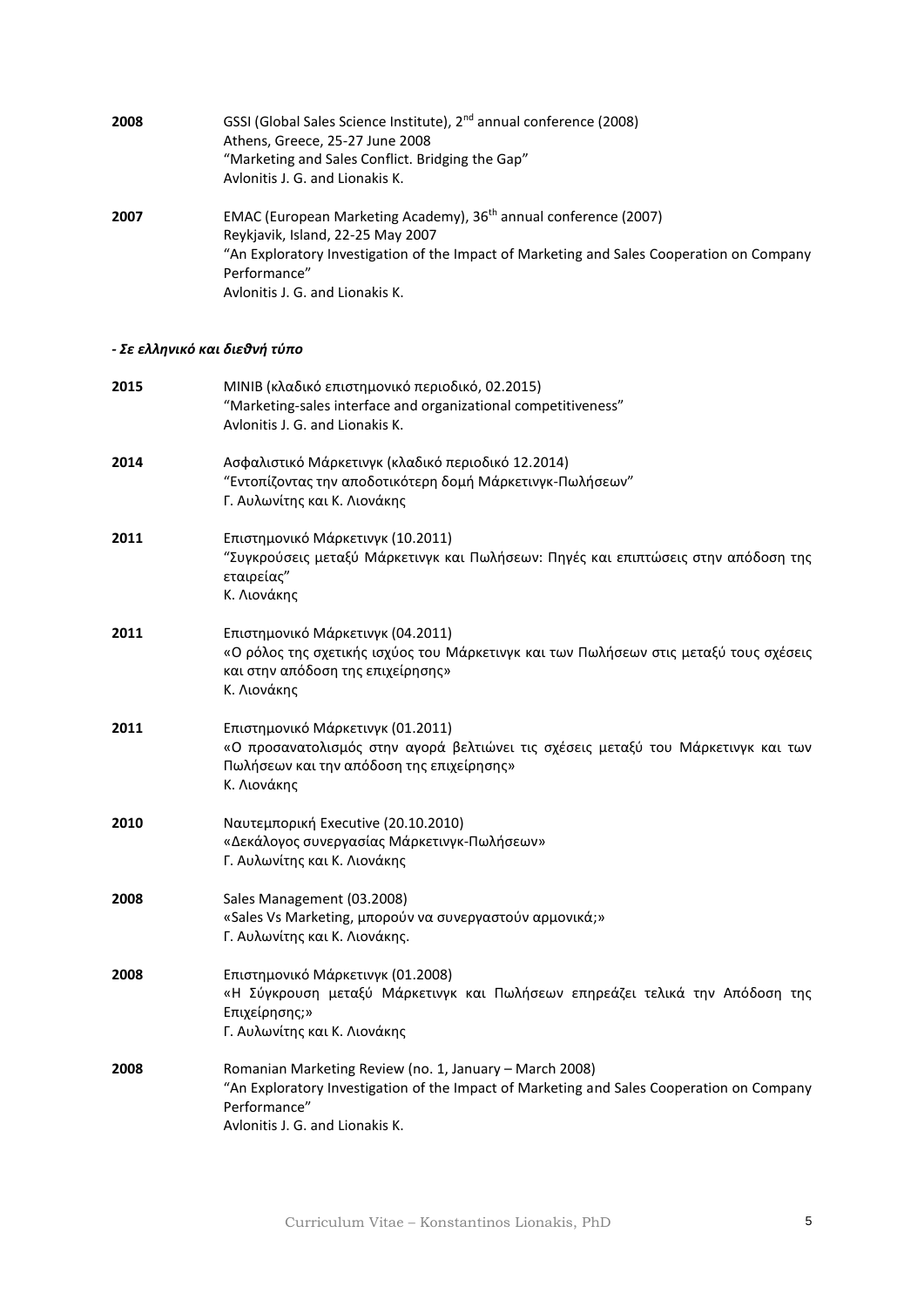**2008** GSSI (Global Sales Science Institute), 2nd annual conference (2008)
Athens, Greece, 25-27 June 2008
"Marketing and Sales Conflict. Bridging the Gap"
Avlonitis J. G. and Lionakis K.

**2007** EMAC (European Marketing Academy), 36th annual conference (2007)
Reykjavik, Island, 22-25 May 2007
"An Exploratory Investigation of the Impact of Marketing and Sales Cooperation on Company Performance"
Avlonitis J. G. and Lionakis K.

***- Σε ελληνικό και διεθνή τύπο***

**2015** MINIB (κλαδικό επιστημονικό περιοδικό, 02.2015)
"Marketing-sales interface and organizational competitiveness"
Avlonitis J. G. and Lionakis K.

**2014** Ασφαλιστικό Μάρκετινγκ (κλαδικό περιοδικό 12.2014)
"Εντοπίζοντας την αποδοτικότερη δομή Μάρκετινγκ-Πωλήσεων"
Γ. Αυλωνίτης και Κ. Λιονάκης

**2011** Επιστημονικό Μάρκετινγκ (10.2011)
"Συγκρούσεις μεταξύ Μάρκετινγκ και Πωλήσεων: Πηγές και επιπτώσεις στην απόδοση της εταιρείας"
Κ. Λιονάκης

**2011** Επιστημονικό Μάρκετινγκ (04.2011)
«Ο ρόλος της σχετικής ισχύος του Μάρκετινγκ και των Πωλήσεων στις μεταξύ τους σχέσεις και στην απόδοση της επιχείρησης»
Κ. Λιονάκης

**2011** Επιστημονικό Μάρκετινγκ (01.2011)
«Ο προσανατολισμός στην αγορά βελτιώνει τις σχέσεις μεταξύ του Μάρκετινγκ και των Πωλήσεων και την απόδοση της επιχείρησης»
Κ. Λιονάκης

**2010** Ναυτεμπορική Executive (20.10.2010)
«Δεκάλογος συνεργασίας Μάρκετινγκ-Πωλήσεων»
Γ. Αυλωνίτης και Κ. Λιονάκης

**2008** Sales Management (03.2008)
«Sales Vs Marketing, μπορούν να συνεργαστούν αρμονικά;»
Γ. Αυλωνίτης και Κ. Λιονάκης.

**2008** Επιστημονικό Μάρκετινγκ (01.2008)
«Η Σύγκρουση μεταξύ Μάρκετινγκ και Πωλήσεων επηρεάζει τελικά την Απόδοση της Επιχείρησης;»
Γ. Αυλωνίτης και Κ. Λιονάκης

**2008** Romanian Marketing Review (no. 1, January – March 2008)
"An Exploratory Investigation of the Impact of Marketing and Sales Cooperation on Company Performance"
Avlonitis J. G. and Lionakis K.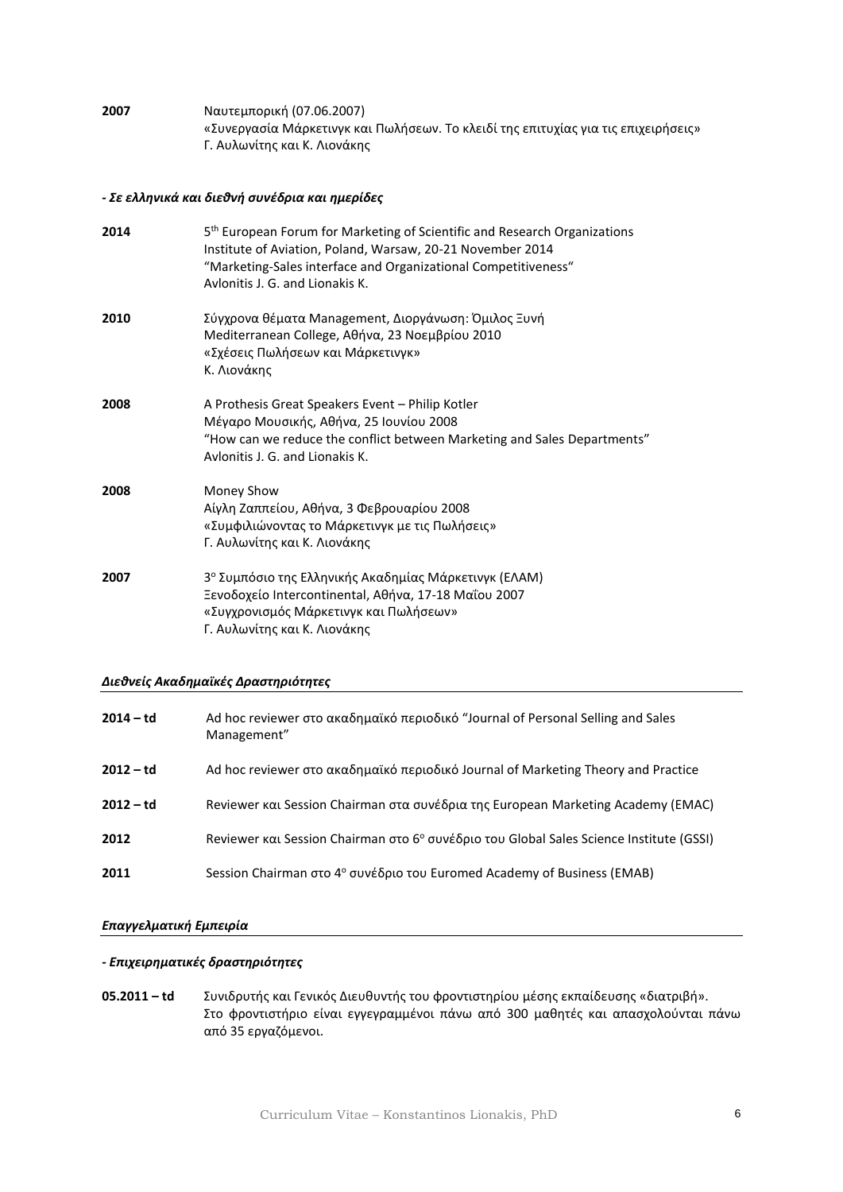**2007** Ναυτεμπορική (07.06.2007)
«Συνεργασία Μάρκετινγκ και Πωλήσεων. Το κλειδί της επιτυχίας για τις επιχειρήσεις»
Γ. Αυλωνίτης και Κ. Λιονάκης

***- Σε ελληνικά και διεθνή συνέδρια και ημερίδες***

**2014** 5th European Forum for Marketing of Scientific and Research Organizations
Institute of Aviation, Poland, Warsaw, 20-21 November 2014
"Marketing-Sales interface and Organizational Competitiveness"
Avlonitis J. G. and Lionakis K.

**2010** Σύγχρονα θέματα Management, Διοργάνωση: Όμιλος Ξυνή
Mediterranean College, Αθήνα, 23 Νοεμβρίου 2010
«Σχέσεις Πωλήσεων και Μάρκετινγκ»
Κ. Λιονάκης

**2008** A Prothesis Great Speakers Event – Philip Kotler
Μέγαρο Μουσικής, Αθήνα, 25 Ιουνίου 2008
"How can we reduce the conflict between Marketing and Sales Departments"
Avlonitis J. G. and Lionakis K.

**2008** Money Show
Αίγλη Ζαππείου, Αθήνα, 3 Φεβρουαρίου 2008
«Συμφιλιώνοντας το Μάρκετινγκ με τις Πωλήσεις»
Γ. Αυλωνίτης και Κ. Λιονάκης

**2007** 3ο Συμπόσιο της Ελληνικής Ακαδημίας Μάρκετινγκ (ΕΛΑΜ)
Ξενοδοχείο Intercontinental, Αθήνα, 17-18 Μαΐου 2007
«Συγχρονισμός Μάρκετινγκ και Πωλήσεων»
Γ. Αυλωνίτης και Κ. Λιονάκης

### *Διεθνείς Ακαδημαϊκές Δραστηριότητες*

**2014 – td** Ad hoc reviewer στο ακαδημαϊκό περιοδικό "Journal of Personal Selling and Sales Management"

**2012 – td** Ad hoc reviewer στο ακαδημαϊκό περιοδικό Journal of Marketing Theory and Practice

**2012 – td** Reviewer και Session Chairman στα συνέδρια της European Marketing Academy (EMAC)

**2012** Reviewer και Session Chairman στο 6ο συνέδριο του Global Sales Science Institute (GSSI)

**2011** Session Chairman στο 4ο συνέδριο του Euromed Academy of Business (EMAB)

### *Επαγγελματική Εμπειρία*

***- Επιχειρηματικές δραστηριότητες***

**05.2011 – td** Συνιδρυτής και Γενικός Διευθυντής του φροντιστηρίου μέσης εκπαίδευσης «διατριβή». Στο φροντιστήριο είναι εγγεγραμμένοι πάνω από 300 μαθητές και απασχολούνται πάνω από 35 εργαζόμενοι.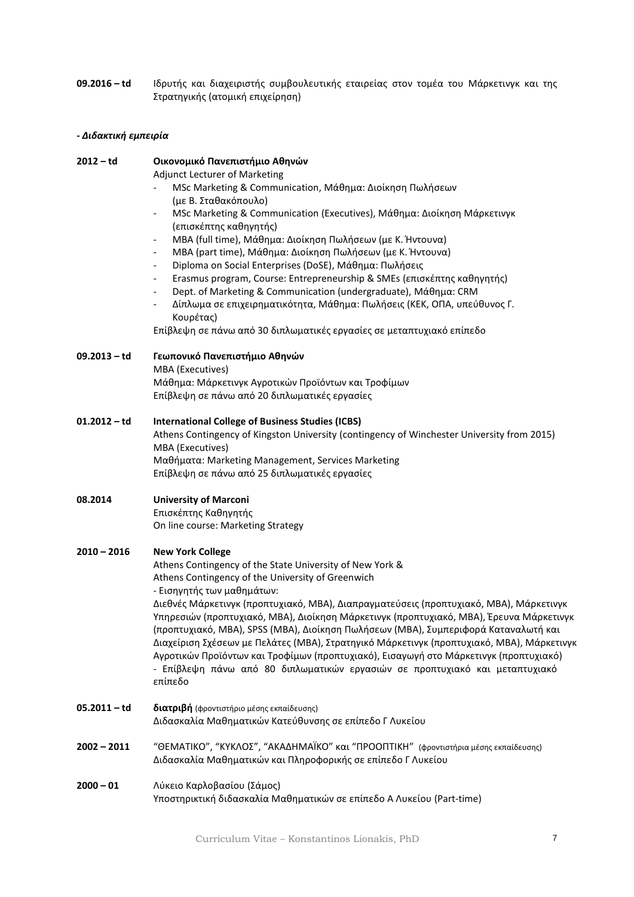**09.2016 – td** Ιδρυτής και διαχειριστής συμβουλευτικής εταιρείας στον τομέα του Μάρκετινγκ και της Στρατηγικής (ατομική επιχείρηση)

***- Διδακτική εμπειρία***

**2012 – td** **Οικονομικό Πανεπιστήμιο Αθηνών**
Adjunct Lecturer of Marketing

- MSc Marketing & Communication, Μάθημα: Διοίκηση Πωλήσεων (με Β. Σταθακόπουλο)
- MSc Marketing & Communication (Executives), Μάθημα: Διοίκηση Μάρκετινγκ (επισκέπτης καθηγητής)
- MBA (full time), Μάθημα: Διοίκηση Πωλήσεων (με Κ. Ήντουνα)
- MBA (part time), Μάθημα: Διοίκηση Πωλήσεων (με Κ. Ήντουνα)
- Diploma on Social Enterprises (DoSE), Μάθημα: Πωλήσεις
- Erasmus program, Course: Entrepreneurship & SMEs (επισκέπτης καθηγητής)
- Dept. of Marketing & Communication (undergraduate), Μάθημα: CRM
- Δίπλωμα σε επιχειρηματικότητα, Μάθημα: Πωλήσεις (ΚΕΚ, ΟΠΑ, υπεύθυνος Γ. Κουρέτας)

Επίβλεψη σε πάνω από 30 διπλωματικές εργασίες σε μεταπτυχιακό επίπεδο

**09.2013 – td** **Γεωπονικό Πανεπιστήμιο Αθηνών**
MBA (Executives)
Μάθημα: Μάρκετινγκ Αγροτικών Προϊόντων και Τροφίμων
Επίβλεψη σε πάνω από 20 διπλωματικές εργασίες

**01.2012 – td** **International College of Business Studies (ICBS)**
Athens Contingency of Kingston University (contingency of Winchester University from 2015)
MBA (Executives)
Μαθήματα: Marketing Management, Services Marketing
Επίβλεψη σε πάνω από 25 διπλωματικές εργασίες

**08.2014** **University of Marconi**
Επισκέπτης Καθηγητής
On line course: Marketing Strategy

**2010 – 2016** **New York College**
Athens Contingency of the State University of New York &
Athens Contingency of the University of Greenwich
- Εισηγητής των μαθημάτων:
Διεθνές Μάρκετινγκ (προπτυχιακό, MBA), Διαπραγματεύσεις (προπτυχιακό, MBA), Μάρκετινγκ Υπηρεσιών (προπτυχιακό, MBA), Διοίκηση Μάρκετινγκ (προπτυχιακό, MBA), Έρευνα Μάρκετινγκ (προπτυχιακό, MBA), SPSS (MBA), Διοίκηση Πωλήσεων (MBA), Συμπεριφορά Καταναλωτή και Διαχείριση Σχέσεων με Πελάτες (MBA), Στρατηγικό Μάρκετινγκ (προπτυχιακό, MBA), Μάρκετινγκ Αγροτικών Προϊόντων και Τροφίμων (προπτυχιακό), Εισαγωγή στο Μάρκετινγκ (προπτυχιακό)
- Επίβλεψη πάνω από 80 διπλωματικών εργασιών σε προπτυχιακό και μεταπτυχιακό επίπεδο

**05.2011 – td** **διατριβή** (φροντιστήριο μέσης εκπαίδευσης)
Διδασκαλία Μαθηματικών Κατεύθυνσης σε επίπεδο Γ Λυκείου

**2002 – 2011** "ΘΕΜΑΤΙΚΟ", "ΚΥΚΛΟΣ", "ΑΚΑΔΗΜΑΪΚΟ" και "ΠΡΟΟΠΤΙΚΗ" (φροντιστήρια μέσης εκπαίδευσης)
Διδασκαλία Μαθηματικών και Πληροφορικής σε επίπεδο Γ Λυκείου

**2000 – 01** Λύκειο Καρλοβασίου (Σάμος)
Υποστηρικτική διδασκαλία Μαθηματικών σε επίπεδο Α Λυκείου (Part-time)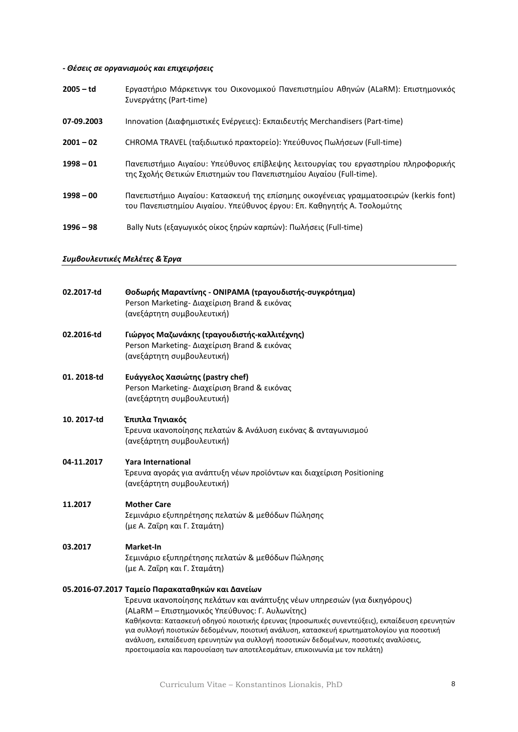*- Θέσεις σε οργανισμούς και επιχειρήσεις*

**2005 – td** Εργαστήριο Μάρκετινγκ του Οικονομικού Πανεπιστημίου Αθηνών (ALaRM): Επιστημονικός Συνεργάτης (Part-time)

**07-09.2003** Innovation (Διαφημιστικές Ενέργειες): Εκπαιδευτής Merchandisers (Part-time)

**2001 – 02** CHROMA TRAVEL (ταξιδιωτικό πρακτορείο): Υπεύθυνος Πωλήσεων (Full-time)

**1998 – 01** Πανεπιστήμιο Αιγαίου: Υπεύθυνος επίβλεψης λειτουργίας του εργαστηρίου πληροφορικής της Σχολής Θετικών Επιστημών του Πανεπιστημίου Αιγαίου (Full-time).

**1998 – 00** Πανεπιστήμιο Αιγαίου: Κατασκευή της επίσημης οικογένειας γραμματοσειρών (kerkis font) του Πανεπιστημίου Αιγαίου. Υπεύθυνος έργου: Επ. Καθηγητής Α. Τσολομύτης

**1996 – 98** Bally Nuts (εξαγωγικός οίκος ξηρών καρπών): Πωλήσεις (Full-time)

## *Συμβουλευτικές Μελέτες & Έργα*

**02.2017-td** **Θοδωρής Μαραντίνης - ΟΝΙΡΑΜΑ (τραγουδιστής-συγκρότημα)**
Person Marketing- Διαχείριση Brand & εικόνας
(ανεξάρτητη συμβουλευτική)

**02.2016-td** **Γιώργος Μαζωνάκης (τραγουδιστής-καλλιτέχνης)**
Person Marketing- Διαχείριση Brand & εικόνας
(ανεξάρτητη συμβουλευτική)

**01. 2018-td** **Ευάγγελος Χασιώτης (pastry chef)**
Person Marketing- Διαχείριση Brand & εικόνας
(ανεξάρτητη συμβουλευτική)

**10. 2017-td** **Έπιπλα Τηνιακός**
Έρευνα ικανοποίησης πελατών & Ανάλυση εικόνας & ανταγωνισμού
(ανεξάρτητη συμβουλευτική)

**04-11.2017** **Yara International**
Έρευνα αγοράς για ανάπτυξη νέων προϊόντων και διαχείριση Positioning
(ανεξάρτητη συμβουλευτική)

**11.2017** **Mother Care**
Σεμινάριο εξυπηρέτησης πελατών & μεθόδων Πώλησης
(με Α. Ζαΐρη και Γ. Σταμάτη)

**03.2017** **Market-In**
Σεμινάριο εξυπηρέτησης πελατών & μεθόδων Πώλησης
(με Α. Ζαΐρη και Γ. Σταμάτη)

**05.2016-07.2017** **Ταμείο Παρακαταθηκών και Δανείων**
Έρευνα ικανοποίησης πελάτων και ανάπτυξης νέων υπηρεσιών (για δικηγόρους)
(ALaRM – Επιστημονικός Υπεύθυνος: Γ. Αυλωνίτης)
Καθήκοντα: Κατασκευή οδηγού ποιοτικής έρευνας (προσωπικές συνεντεύξεις), εκπαίδευση ερευνητών για συλλογή ποιοτικών δεδομένων, ποιοτική ανάλυση, κατασκευή ερωτηματολογίου για ποσοτική ανάλυση, εκπαίδευση ερευνητών για συλλογή ποσοτικών δεδομένων, ποσοτικές αναλύσεις, προετοιμασία και παρουσίαση των αποτελεσμάτων, επικοινωνία με τον πελάτη)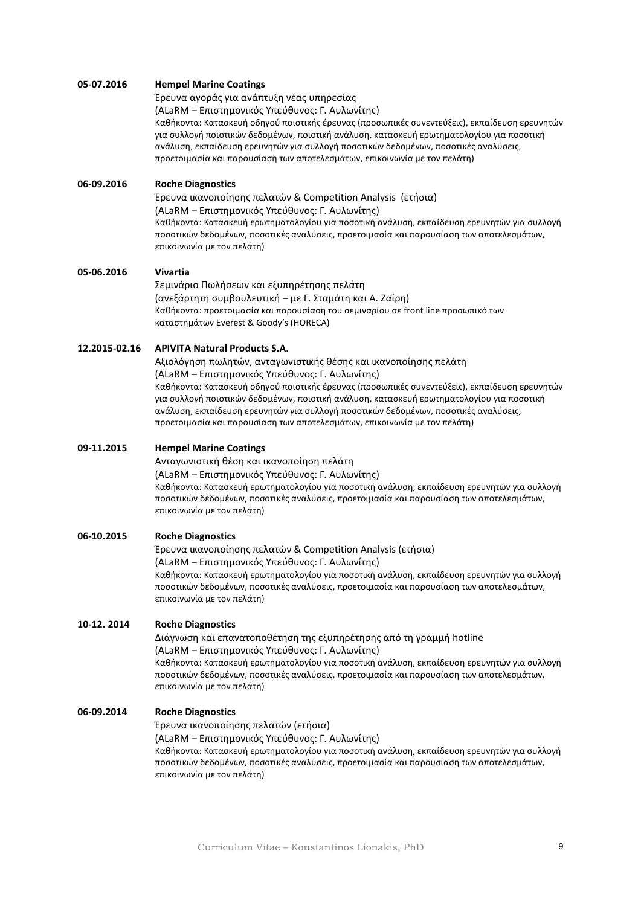**05-07.2016** **Hempel Marine Coatings**

Έρευνα αγοράς για ανάπτυξη νέας υπηρεσίας
(ALaRM – Επιστημονικός Υπεύθυνος: Γ. Αυλωνίτης)
Καθήκοντα: Κατασκευή οδηγού ποιοτικής έρευνας (προσωπικές συνεντεύξεις), εκπαίδευση ερευνητών για συλλογή ποιοτικών δεδομένων, ποιοτική ανάλυση, κατασκευή ερωτηματολογίου για ποσοτική ανάλυση, εκπαίδευση ερευνητών για συλλογή ποσοτικών δεδομένων, ποσοτικές αναλύσεις, προετοιμασία και παρουσίαση των αποτελεσμάτων, επικοινωνία με τον πελάτη)

**06-09.2016** **Roche Diagnostics**

Έρευνα ικανοποίησης πελατών & Competition Analysis (ετήσια)
(ALaRM – Επιστημονικός Υπεύθυνος: Γ. Αυλωνίτης)
Καθήκοντα: Κατασκευή ερωτηματολογίου για ποσοτική ανάλυση, εκπαίδευση ερευνητών για συλλογή ποσοτικών δεδομένων, ποσοτικές αναλύσεις, προετοιμασία και παρουσίαση των αποτελεσμάτων, επικοινωνία με τον πελάτη)

**05-06.2016** **Vivartia**

Σεμινάριο Πωλήσεων και εξυπηρέτησης πελάτη
(ανεξάρτητη συμβουλευτική – με Γ. Σταμάτη και Α. Ζαΐρη)
Καθήκοντα: προετοιμασία και παρουσίαση του σεμιναρίου σε front line προσωπικό των καταστημάτων Everest & Goody's (HORECA)

**12.2015-02.16** **APIVITA Natural Products S.A.**

Αξιολόγηση πωλητών, ανταγωνιστικής θέσης και ικανοποίησης πελάτη
(ALaRM – Επιστημονικός Υπεύθυνος: Γ. Αυλωνίτης)
Καθήκοντα: Κατασκευή οδηγού ποιοτικής έρευνας (προσωπικές συνεντεύξεις), εκπαίδευση ερευνητών για συλλογή ποιοτικών δεδομένων, ποιοτική ανάλυση, κατασκευή ερωτηματολογίου για ποσοτική ανάλυση, εκπαίδευση ερευνητών για συλλογή ποσοτικών δεδομένων, ποσοτικές αναλύσεις, προετοιμασία και παρουσίαση των αποτελεσμάτων, επικοινωνία με τον πελάτη)

**09-11.2015** **Hempel Marine Coatings**

Ανταγωνιστική θέση και ικανοποίηση πελάτη
(ALaRM – Επιστημονικός Υπεύθυνος: Γ. Αυλωνίτης)
Καθήκοντα: Κατασκευή ερωτηματολογίου για ποσοτική ανάλυση, εκπαίδευση ερευνητών για συλλογή ποσοτικών δεδομένων, ποσοτικές αναλύσεις, προετοιμασία και παρουσίαση των αποτελεσμάτων, επικοινωνία με τον πελάτη)

**06-10.2015** **Roche Diagnostics**

Έρευνα ικανοποίησης πελατών & Competition Analysis (ετήσια)
(ALaRM – Επιστημονικός Υπεύθυνος: Γ. Αυλωνίτης)
Καθήκοντα: Κατασκευή ερωτηματολογίου για ποσοτική ανάλυση, εκπαίδευση ερευνητών για συλλογή ποσοτικών δεδομένων, ποσοτικές αναλύσεις, προετοιμασία και παρουσίαση των αποτελεσμάτων, επικοινωνία με τον πελάτη)

**10-12. 2014** **Roche Diagnostics**

Διάγνωση και επανατοποθέτηση της εξυπηρέτησης από τη γραμμή hotline
(ALaRM – Επιστημονικός Υπεύθυνος: Γ. Αυλωνίτης)
Καθήκοντα: Κατασκευή ερωτηματολογίου για ποσοτική ανάλυση, εκπαίδευση ερευνητών για συλλογή ποσοτικών δεδομένων, ποσοτικές αναλύσεις, προετοιμασία και παρουσίαση των αποτελεσμάτων, επικοινωνία με τον πελάτη)

**06-09.2014** **Roche Diagnostics**

Έρευνα ικανοποίησης πελατών (ετήσια)
(ALaRM – Επιστημονικός Υπεύθυνος: Γ. Αυλωνίτης)
Καθήκοντα: Κατασκευή ερωτηματολογίου για ποσοτική ανάλυση, εκπαίδευση ερευνητών για συλλογή ποσοτικών δεδομένων, ποσοτικές αναλύσεις, προετοιμασία και παρουσίαση των αποτελεσμάτων, επικοινωνία με τον πελάτη)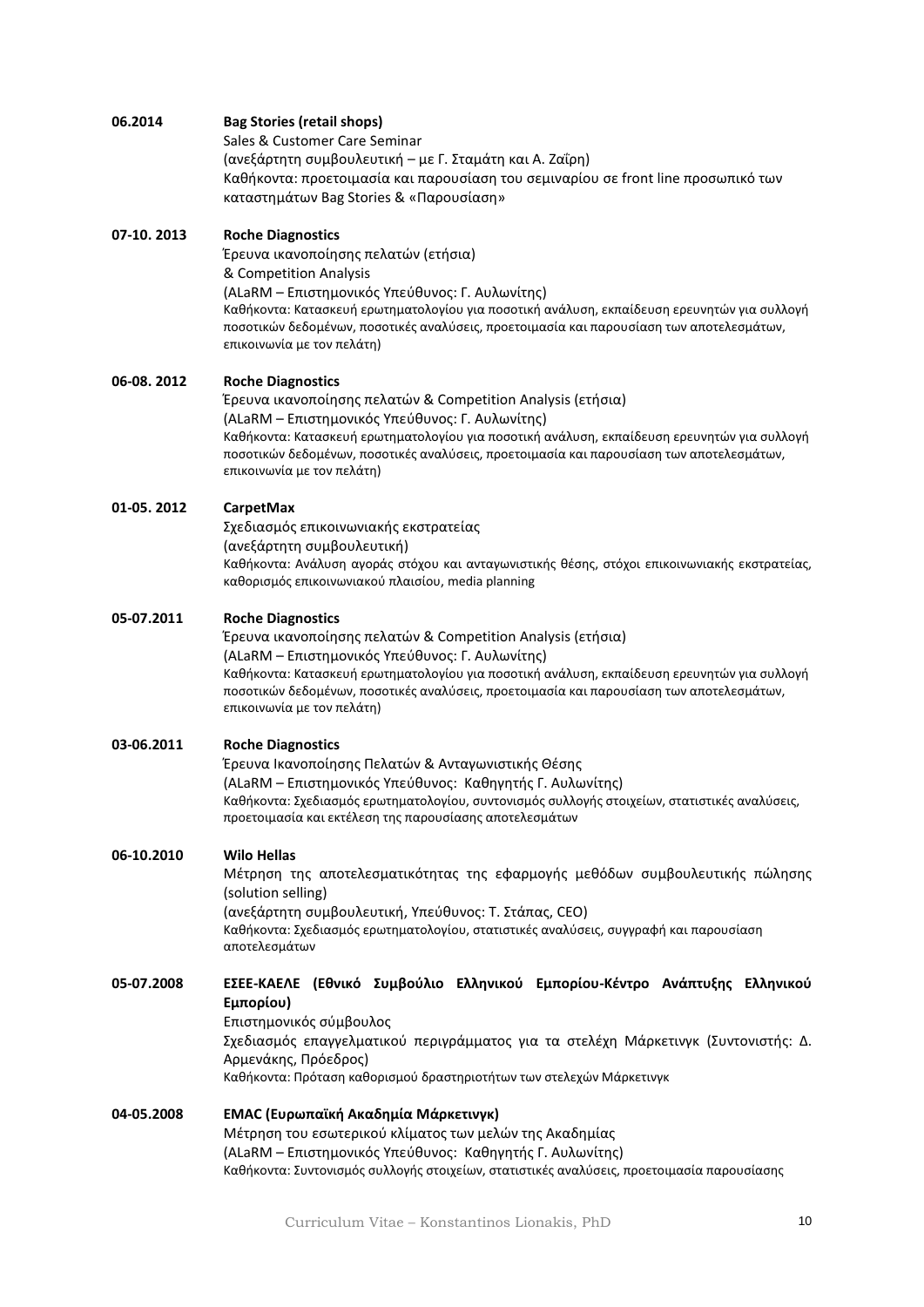**06.2014** **Bag Stories (retail shops)**
Sales & Customer Care Seminar
(ανεξάρτητη συμβουλευτική – με Γ. Σταμάτη και Α. Ζαΐρη)
Καθήκοντα: προετοιμασία και παρουσίαση του σεμιναρίου σε front line προσωπικό των καταστημάτων Bag Stories & «Παρουσίαση»

**07-10. 2013** **Roche Diagnostics**
Έρευνα ικανοποίησης πελατών (ετήσια)
& Competition Analysis
(ALaRM – Επιστημονικός Υπεύθυνος: Γ. Αυλωνίτης)
Καθήκοντα: Κατασκευή ερωτηματολογίου για ποσοτική ανάλυση, εκπαίδευση ερευνητών για συλλογή ποσοτικών δεδομένων, ποσοτικές αναλύσεις, προετοιμασία και παρουσίαση των αποτελεσμάτων, επικοινωνία με τον πελάτη)

**06-08. 2012** **Roche Diagnostics**
Έρευνα ικανοποίησης πελατών & Competition Analysis (ετήσια)
(ALaRM – Επιστημονικός Υπεύθυνος: Γ. Αυλωνίτης)
Καθήκοντα: Κατασκευή ερωτηματολογίου για ποσοτική ανάλυση, εκπαίδευση ερευνητών για συλλογή ποσοτικών δεδομένων, ποσοτικές αναλύσεις, προετοιμασία και παρουσίαση των αποτελεσμάτων, επικοινωνία με τον πελάτη)

**01-05. 2012** **CarpetMax**
Σχεδιασμός επικοινωνιακής εκστρατείας
(ανεξάρτητη συμβουλευτική)
Καθήκοντα: Ανάλυση αγοράς στόχου και ανταγωνιστικής θέσης, στόχοι επικοινωνιακής εκστρατείας, καθορισμός επικοινωνιακού πλαισίου, media planning

**05-07.2011** **Roche Diagnostics**
Έρευνα ικανοποίησης πελατών & Competition Analysis (ετήσια)
(ALaRM – Επιστημονικός Υπεύθυνος: Γ. Αυλωνίτης)
Καθήκοντα: Κατασκευή ερωτηματολογίου για ποσοτική ανάλυση, εκπαίδευση ερευνητών για συλλογή ποσοτικών δεδομένων, ποσοτικές αναλύσεις, προετοιμασία και παρουσίαση των αποτελεσμάτων, επικοινωνία με τον πελάτη)

**03-06.2011** **Roche Diagnostics**
Έρευνα Ικανοποίησης Πελατών & Ανταγωνιστικής Θέσης
(ALaRM – Επιστημονικός Υπεύθυνος: Καθηγητής Γ. Αυλωνίτης)
Καθήκοντα: Σχεδιασμός ερωτηματολογίου, συντονισμός συλλογής στοιχείων, στατιστικές αναλύσεις, προετοιμασία και εκτέλεση της παρουσίασης αποτελεσμάτων

**06-10.2010** **Wilo Hellas**
Μέτρηση της αποτελεσματικότητας της εφαρμογής μεθόδων συμβουλευτικής πώλησης (solution selling)
(ανεξάρτητη συμβουλευτική, Υπεύθυνος: Τ. Στάπας, CEO)
Καθήκοντα: Σχεδιασμός ερωτηματολογίου, στατιστικές αναλύσεις, συγγραφή και παρουσίαση αποτελεσμάτων

**05-07.2008** **ΕΣΕΕ-ΚΑΕΛΕ (Εθνικό Συμβούλιο Ελληνικού Εμπορίου-Κέντρο Ανάπτυξης Ελληνικού Εμπορίου)**
Επιστημονικός σύμβουλος
Σχεδιασμός επαγγελματικού περιγράμματος για τα στελέχη Μάρκετινγκ (Συντονιστής: Δ. Αρμενάκης, Πρόεδρος)
Καθήκοντα: Πρόταση καθορισμού δραστηριοτήτων των στελεχών Μάρκετινγκ

**04-05.2008** **EMAC (Ευρωπαϊκή Ακαδημία Μάρκετινγκ)**
Μέτρηση του εσωτερικού κλίματος των μελών της Ακαδημίας
(ALaRM – Επιστημονικός Υπεύθυνος: Καθηγητής Γ. Αυλωνίτης)
Καθήκοντα: Συντονισμός συλλογής στοιχείων, στατιστικές αναλύσεις, προετοιμασία παρουσίασης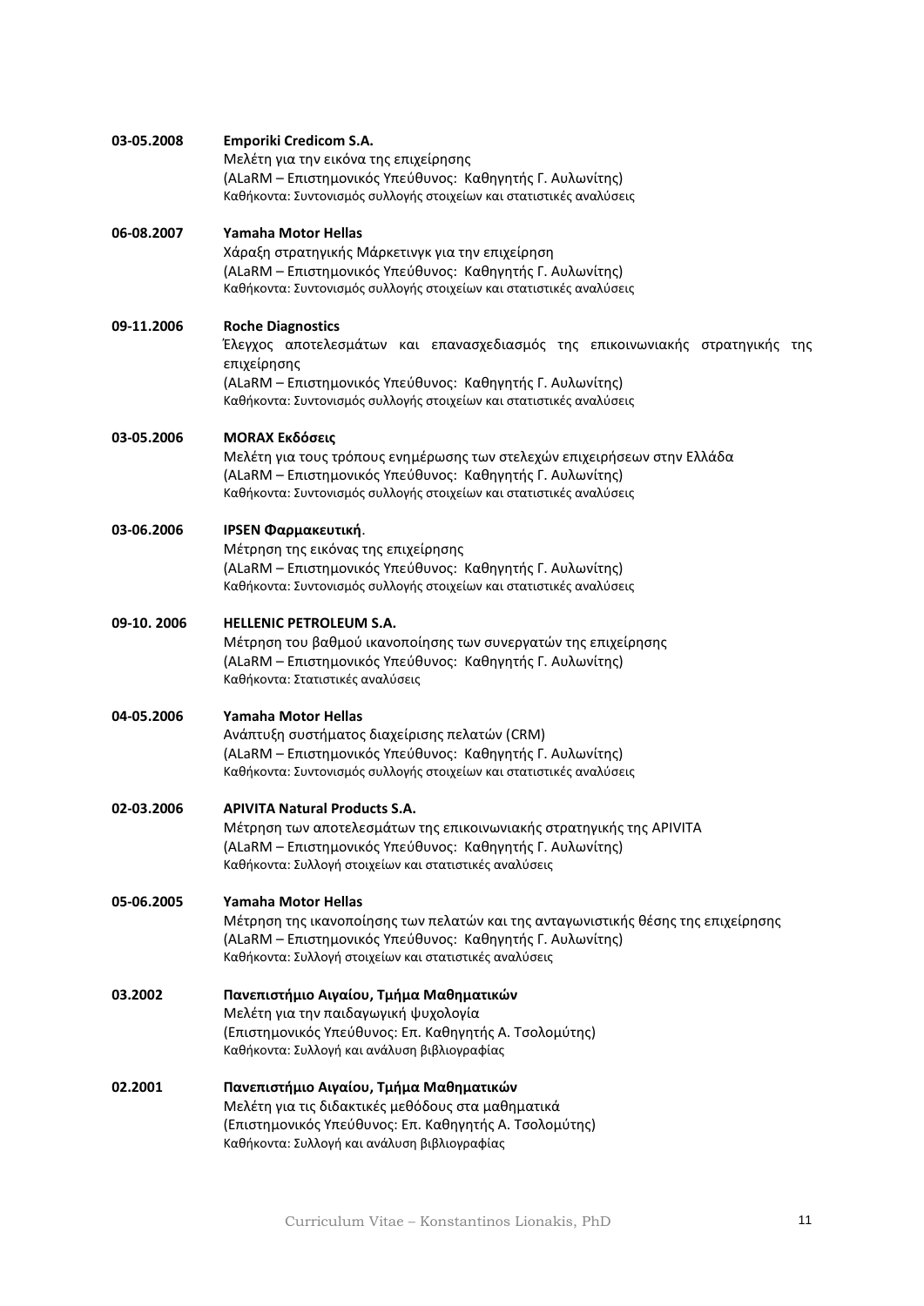**03-05.2008** **Emporiki Credicom S.A.**
Μελέτη για την εικόνα της επιχείρησης
(ALaRM – Επιστημονικός Υπεύθυνος: Καθηγητής Γ. Αυλωνίτης)
Καθήκοντα: Συντονισμός συλλογής στοιχείων και στατιστικές αναλύσεις

**06-08.2007** **Yamaha Motor Hellas**
Χάραξη στρατηγικής Μάρκετινγκ για την επιχείρηση
(ALaRM – Επιστημονικός Υπεύθυνος: Καθηγητής Γ. Αυλωνίτης)
Καθήκοντα: Συντονισμός συλλογής στοιχείων και στατιστικές αναλύσεις

**09-11.2006** **Roche Diagnostics**
Έλεγχος αποτελεσμάτων και επανασχεδιασμός της επικοινωνιακής στρατηγικής της επιχείρησης
(ALaRM – Επιστημονικός Υπεύθυνος: Καθηγητής Γ. Αυλωνίτης)
Καθήκοντα: Συντονισμός συλλογής στοιχείων και στατιστικές αναλύσεις

**03-05.2006** **MORAX Εκδόσεις**
Μελέτη για τους τρόπους ενημέρωσης των στελεχών επιχειρήσεων στην Ελλάδα
(ALaRM – Επιστημονικός Υπεύθυνος: Καθηγητής Γ. Αυλωνίτης)
Καθήκοντα: Συντονισμός συλλογής στοιχείων και στατιστικές αναλύσεις

**03-06.2006** **IPSEN Φαρμακευτική**.
Μέτρηση της εικόνας της επιχείρησης
(ALaRM – Επιστημονικός Υπεύθυνος: Καθηγητής Γ. Αυλωνίτης)
Καθήκοντα: Συντονισμός συλλογής στοιχείων και στατιστικές αναλύσεις

**09-10. 2006** **HELLENIC PETROLEUM S.A.**
Μέτρηση του βαθμού ικανοποίησης των συνεργατών της επιχείρησης
(ALaRM – Επιστημονικός Υπεύθυνος: Καθηγητής Γ. Αυλωνίτης)
Καθήκοντα: Στατιστικές αναλύσεις

**04-05.2006** **Yamaha Motor Hellas**
Ανάπτυξη συστήματος διαχείρισης πελατών (CRM)
(ALaRM – Επιστημονικός Υπεύθυνος: Καθηγητής Γ. Αυλωνίτης)
Καθήκοντα: Συντονισμός συλλογής στοιχείων και στατιστικές αναλύσεις

**02-03.2006** **APIVITA Natural Products S.A.**
Μέτρηση των αποτελεσμάτων της επικοινωνιακής στρατηγικής της APIVITA
(ALaRM – Επιστημονικός Υπεύθυνος: Καθηγητής Γ. Αυλωνίτης)
Καθήκοντα: Συλλογή στοιχείων και στατιστικές αναλύσεις

**05-06.2005** **Yamaha Motor Hellas**
Μέτρηση της ικανοποίησης των πελατών και της ανταγωνιστικής θέσης της επιχείρησης
(ALaRM – Επιστημονικός Υπεύθυνος: Καθηγητής Γ. Αυλωνίτης)
Καθήκοντα: Συλλογή στοιχείων και στατιστικές αναλύσεις

**03.2002** **Πανεπιστήμιο Αιγαίου, Τμήμα Μαθηματικών**
Μελέτη για την παιδαγωγική ψυχολογία
(Επιστημονικός Υπεύθυνος: Επ. Καθηγητής Α. Τσολομύτης)
Καθήκοντα: Συλλογή και ανάλυση βιβλιογραφίας

**02.2001** **Πανεπιστήμιο Αιγαίου, Τμήμα Μαθηματικών**
Μελέτη για τις διδακτικές μεθόδους στα μαθηματικά
(Επιστημονικός Υπεύθυνος: Επ. Καθηγητής Α. Τσολομύτης)
Καθήκοντα: Συλλογή και ανάλυση βιβλιογραφίας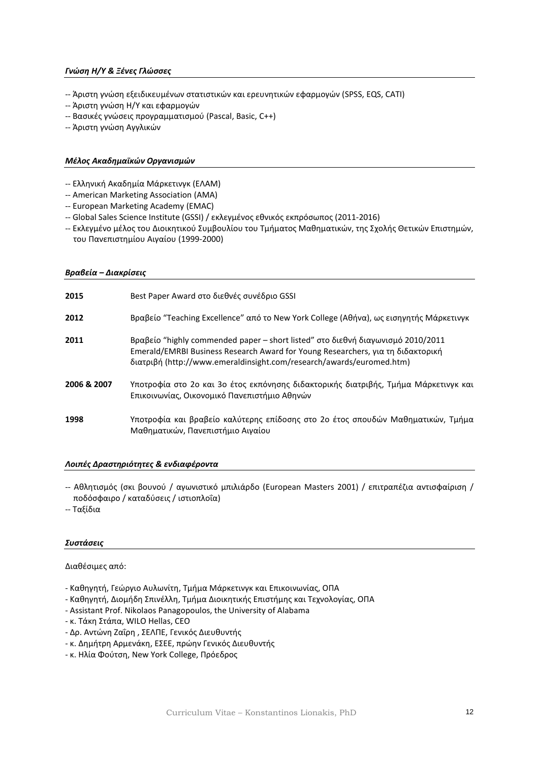### *Γνώση Η/Υ & Ξένες Γλώσσες*

-- Άριστη γνώση εξειδικευμένων στατιστικών και ερευνητικών εφαρμογών (SPSS, EQS, CATI)
-- Άριστη γνώση Η/Υ και εφαρμογών
-- Βασικές γνώσεις προγραμματισμού (Pascal, Basic, C++)
-- Άριστη γνώση Αγγλικών

### *Μέλος Ακαδημαϊκών Οργανισμών*

-- Ελληνική Ακαδημία Μάρκετινγκ (ΕΛΑΜ)
-- American Marketing Association (AMA)
-- European Marketing Academy (EMAC)
-- Global Sales Science Institute (GSSI) / εκλεγμένος εθνικός εκπρόσωπος (2011-2016)
-- Εκλεγμένο μέλος του Διοικητικού Συμβουλίου του Τμήματος Μαθηματικών, της Σχολής Θετικών Επιστημών, του Πανεπιστημίου Αιγαίου (1999-2000)

### *Βραβεία – Διακρίσεις*

| | |
|---|---|
| **2015** | Best Paper Award στο διεθνές συνέδριο GSSI |
| **2012** | Βραβείο "Teaching Excellence" από το New York College (Αθήνα), ως εισηγητής Μάρκετινγκ |
| **2011** | Βραβείο "highly commended paper – short listed" στο διεθνή διαγωνισμό 2010/2011 Emerald/EMRBI Business Research Award for Young Researchers, για τη διδακτορική διατριβή (http://www.emeraldinsight.com/research/awards/euromed.htm) |
| **2006 & 2007** | Υποτροφία στο 2ο και 3ο έτος εκπόνησης διδακτορικής διατριβής, Τμήμα Μάρκετινγκ και Επικοινωνίας, Οικονομικό Πανεπιστήμιο Αθηνών |
| **1998** | Υποτροφία και βραβείο καλύτερης επίδοσης στο 2ο έτος σπουδών Μαθηματικών, Τμήμα Μαθηματικών, Πανεπιστήμιο Αιγαίου |

### *Λοιπές Δραστηριότητες & ενδιαφέροντα*

-- Αθλητισμός (σκι βουνού / αγωνιστικό μπιλιάρδο (European Masters 2001) / επιτραπέζια αντισφαίριση / ποδόσφαιρο / καταδύσεις / ιστιοπλοΐα)
-- Ταξίδια

### *Συστάσεις*

Διαθέσιμες από:

- Καθηγητή, Γεώργιο Αυλωνίτη, Τμήμα Μάρκετινγκ και Επικοινωνίας, ΟΠΑ
- Καθηγητή, Διομήδη Σπινέλλη, Τμήμα Διοικητικής Επιστήμης και Τεχνολογίας, ΟΠΑ
- Assistant Prof. Nikolaos Panagopoulos, the University of Alabama
- κ. Τάκη Στάπα, WILO Hellas, CEO
- Δρ. Αντώνη Ζαΐρη , ΣΕΛΠΕ, Γενικός Διευθυντής
- κ. Δημήτρη Αρμενάκη, ΕΣΕΕ, πρώην Γενικός Διευθυντής
- κ. Ηλία Φούτση, New York College, Πρόεδρος